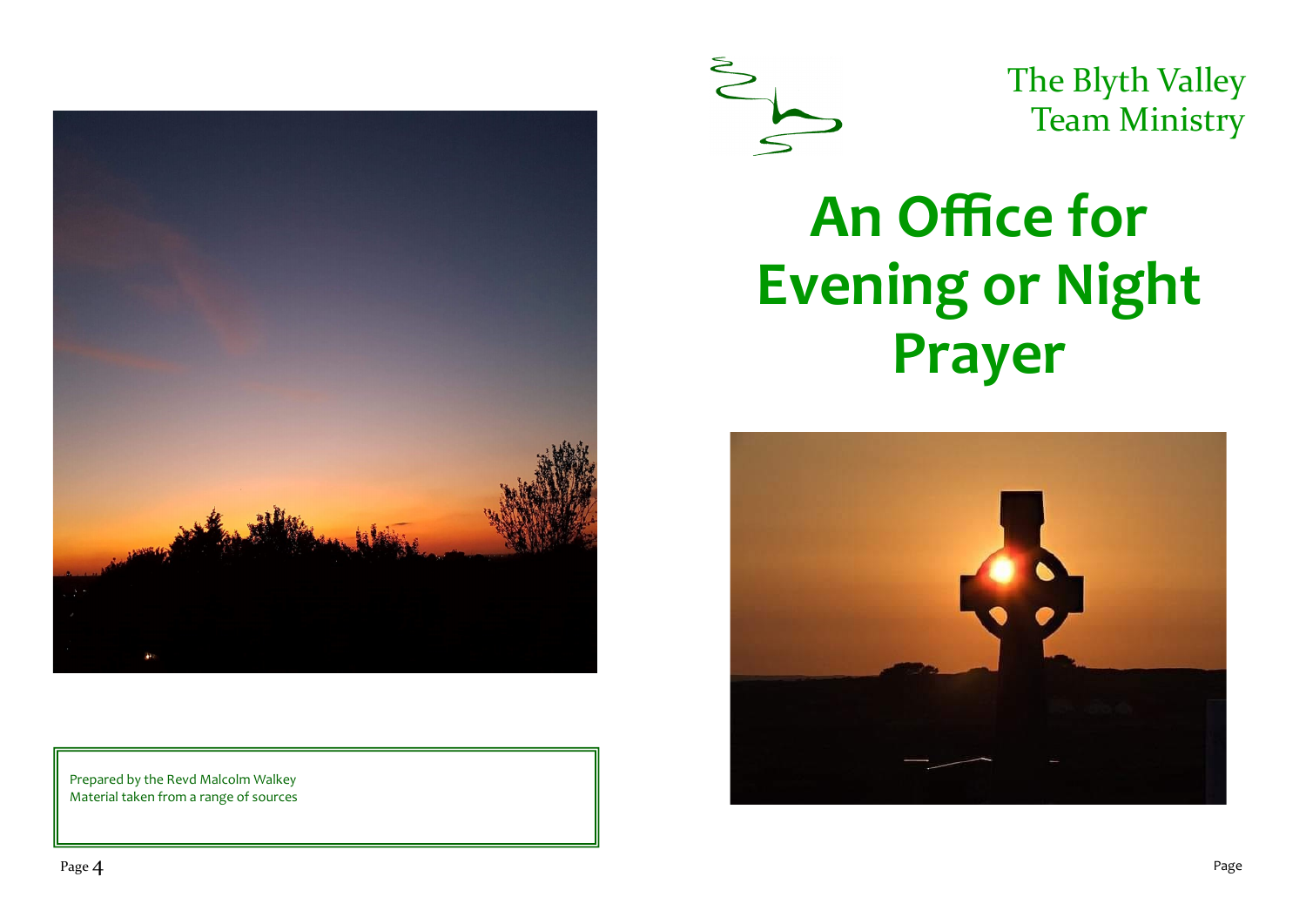Prepared by the Revd Malcolm Walkey
Material taken from a range of sources

The Blyth Valley
Team Ministry

# An Office for Evening or Night Prayer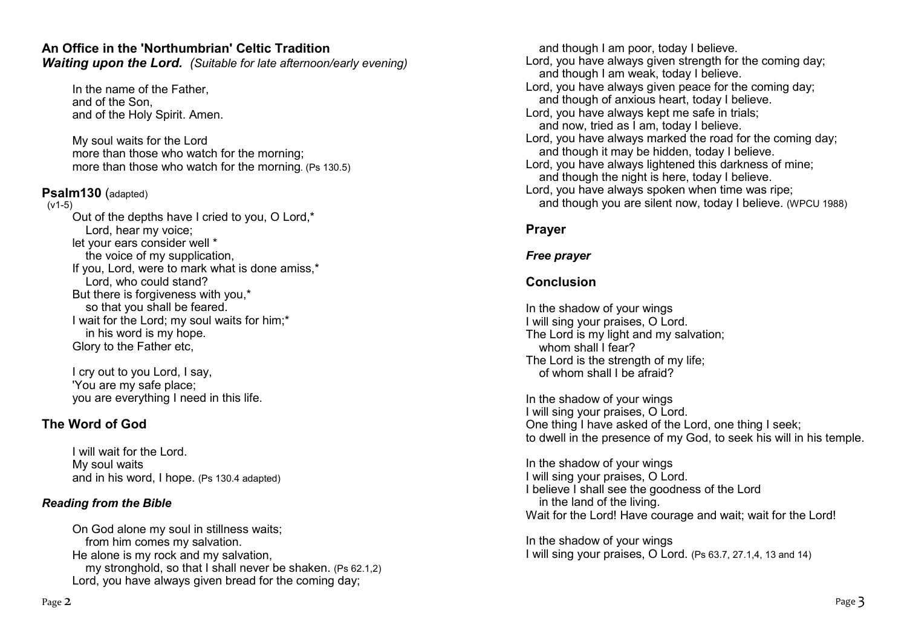## An Office in the 'Northumbrian' Celtic Tradition

***Waiting upon the Lord.*** *(Suitable for late afternoon/early evening)*

In the name of the Father,
and of the Son,
and of the Holy Spirit. Amen.

My soul waits for the Lord
more than those who watch for the morning;
more than those who watch for the morning. (Ps 130.5)

### Psalm130 (adapted)

(v1-5)

Out of the depths have I cried to you, O Lord,*
  Lord, hear my voice;
let your ears consider well *
  the voice of my supplication,
If you, Lord, were to mark what is done amiss,*
  Lord, who could stand?
But there is forgiveness with you,*
  so that you shall be feared.
I wait for the Lord; my soul waits for him;*
  in his word is my hope.
Glory to the Father etc,

I cry out to you Lord, I say,
'You are my safe place;
you are everything I need in this life.

### The Word of God

I will wait for the Lord.
My soul waits
and in his word, I hope. (Ps 130.4 adapted)

#### *Reading from the Bible*

On God alone my soul in stillness waits;
  from him comes my salvation.
He alone is my rock and my salvation,
  my stronghold, so that I shall never be shaken. (Ps 62.1,2)
Lord, you have always given bread for the coming day;
  and though I am poor, today I believe.
Lord, you have always given strength for the coming day;
  and though I am weak, today I believe.
Lord, you have always given peace for the coming day;
  and though of anxious heart, today I believe.
Lord, you have always kept me safe in trials;
  and now, tried as I am, today I believe.
Lord, you have always marked the road for the coming day;
  and though it may be hidden, today I believe.
Lord, you have always lightened this darkness of mine;
  and though the night is here, today I believe.
Lord, you have always spoken when time was ripe;
  and though you are silent now, today I believe. (WPCU 1988)

### Prayer

#### *Free prayer*

### Conclusion

In the shadow of your wings
I will sing your praises, O Lord.
The Lord is my light and my salvation;
  whom shall I fear?
The Lord is the strength of my life;
  of whom shall I be afraid?

In the shadow of your wings
I will sing your praises, O Lord.
One thing I have asked of the Lord, one thing I seek;
to dwell in the presence of my God, to seek his will in his temple.

In the shadow of your wings
I will sing your praises, O Lord.
I believe I shall see the goodness of the Lord
  in the land of the living.
Wait for the Lord! Have courage and wait; wait for the Lord!

In the shadow of your wings
I will sing your praises, O Lord. (Ps 63.7, 27.1,4, 13 and 14)